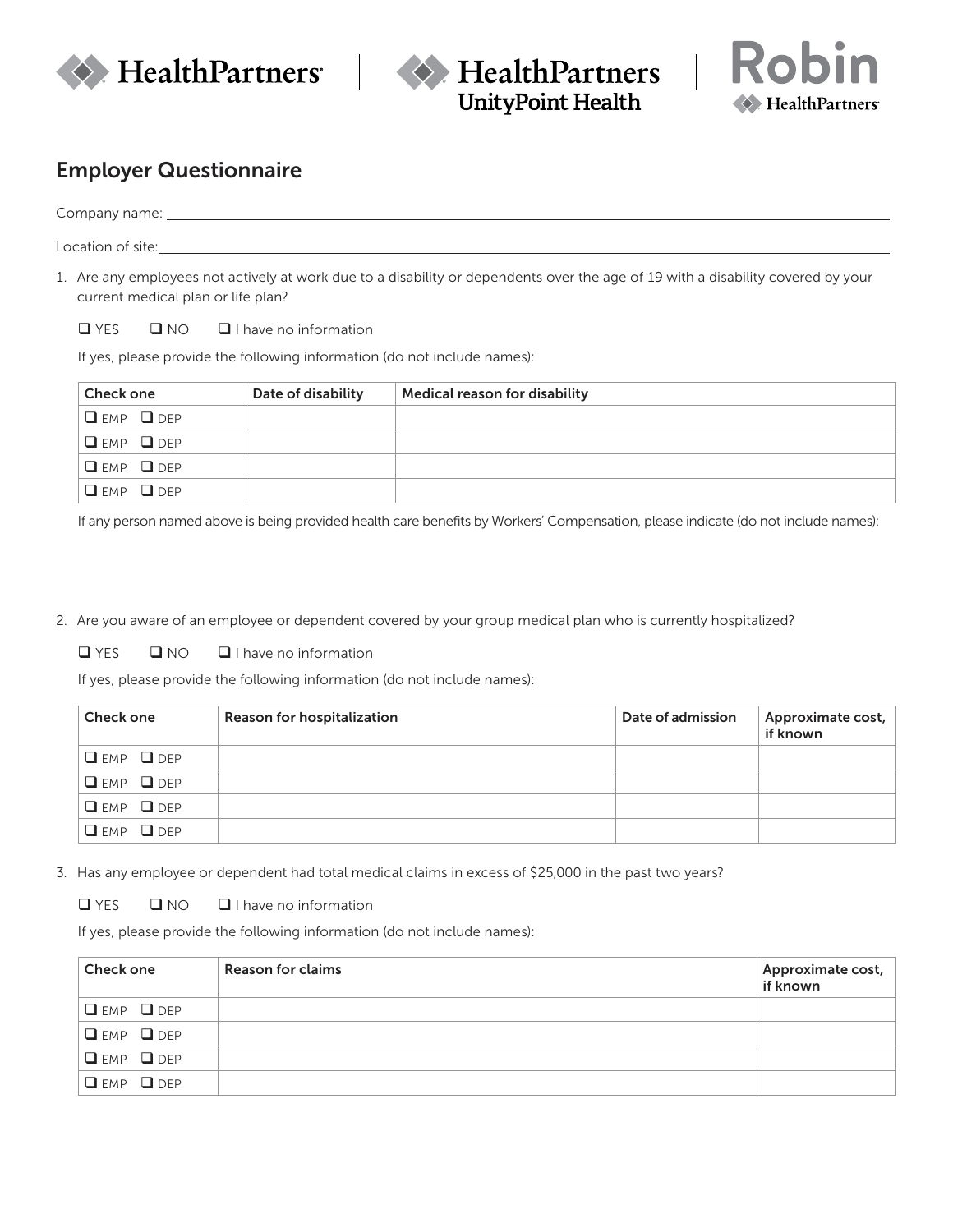# Employer Questionnaire

Company name: ______________________________________________

Location of site: ______________________________________________

1. Are any employees not actively at work due to a disability or dependents over the age of 19 with a disability covered by your current medical plan or life plan?

   ❑ YES ❑ NO ❑ I have no information

   If yes, please provide the following information (do not include names):

| Check one | Date of disability | Medical reason for disability |
|---|---|---|
| ❑ EMP ❑ DEP | | |
| ❑ EMP ❑ DEP | | |
| ❑ EMP ❑ DEP | | |
| ❑ EMP ❑ DEP | | |

   If any person named above is being provided health care benefits by Workers' Compensation, please indicate (do not include names):

2. Are you aware of an employee or dependent covered by your group medical plan who is currently hospitalized?

   ❑ YES ❑ NO ❑ I have no information

   If yes, please provide the following information (do not include names):

| Check one | Reason for hospitalization | Date of admission | Approximate cost, if known |
|---|---|---|---|
| ❑ EMP ❑ DEP | | | |
| ❑ EMP ❑ DEP | | | |
| ❑ EMP ❑ DEP | | | |
| ❑ EMP ❑ DEP | | | |

3. Has any employee or dependent had total medical claims in excess of $25,000 in the past two years?

   ❑ YES ❑ NO ❑ I have no information

   If yes, please provide the following information (do not include names):

| Check one | Reason for claims | Approximate cost, if known |
|---|---|---|
| ❑ EMP ❑ DEP | | |
| ❑ EMP ❑ DEP | | |
| ❑ EMP ❑ DEP | | |
| ❑ EMP ❑ DEP | | |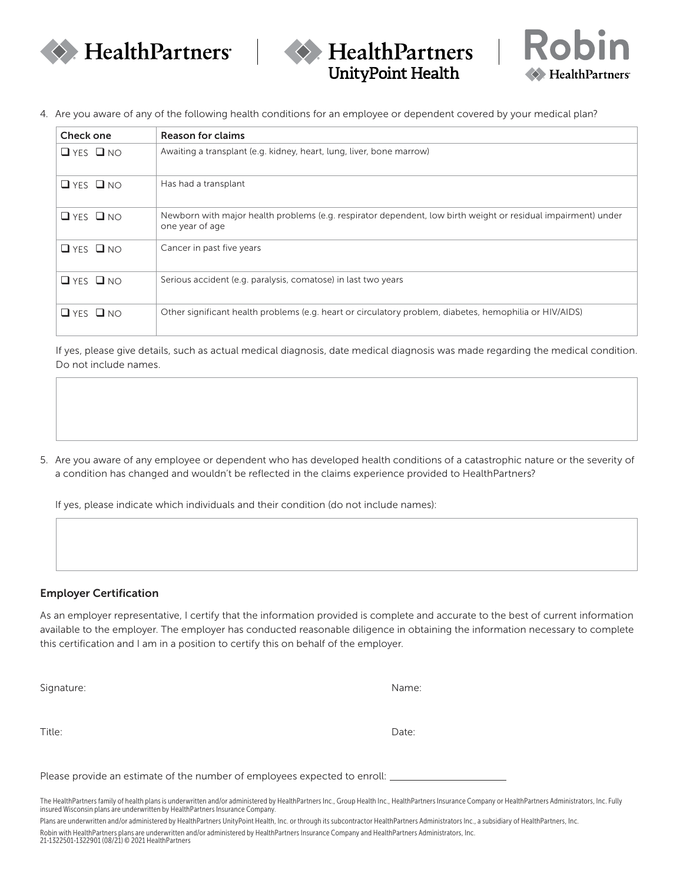4. Are you aware of any of the following health conditions for an employee or dependent covered by your medical plan?

| Check one | Reason for claims |
|---|---|
| ❑ YES ❑ NO | Awaiting a transplant (e.g. kidney, heart, lung, liver, bone marrow) |
| ❑ YES ❑ NO | Has had a transplant |
| ❑ YES ❑ NO | Newborn with major health problems (e.g. respirator dependent, low birth weight or residual impairment) under one year of age |
| ❑ YES ❑ NO | Cancer in past five years |
| ❑ YES ❑ NO | Serious accident (e.g. paralysis, comatose) in last two years |
| ❑ YES ❑ NO | Other significant health problems (e.g. heart or circulatory problem, diabetes, hemophilia or HIV/AIDS) |

If yes, please give details, such as actual medical diagnosis, date medical diagnosis was made regarding the medical condition. Do not include names.

5. Are you aware of any employee or dependent who has developed health conditions of a catastrophic nature or the severity of a condition has changed and wouldn't be reflected in the claims experience provided to HealthPartners?

If yes, please indicate which individuals and their condition (do not include names):

### Employer Certification

As an employer representative, I certify that the information provided is complete and accurate to the best of current information available to the employer. The employer has conducted reasonable diligence in obtaining the information necessary to complete this certification and I am in a position to certify this on behalf of the employer.

Signature: Name:

Title: Date:

Please provide an estimate of the number of employees expected to enroll: ______________________

The HealthPartners family of health plans is underwritten and/or administered by HealthPartners Inc., Group Health Inc., HealthPartners Insurance Company or HealthPartners Administrators, Inc. Fully insured Wisconsin plans are underwritten by HealthPartners Insurance Company.

Plans are underwritten and/or administered by HealthPartners UnityPoint Health, Inc. or through its subcontractor HealthPartners Administrators Inc., a subsidiary of HealthPartners, Inc.

Robin with HealthPartners plans are underwritten and/or administered by HealthPartners Insurance Company and HealthPartners Administrators, Inc.
21-1322501-1322901 (08/21) © 2021 HealthPartners